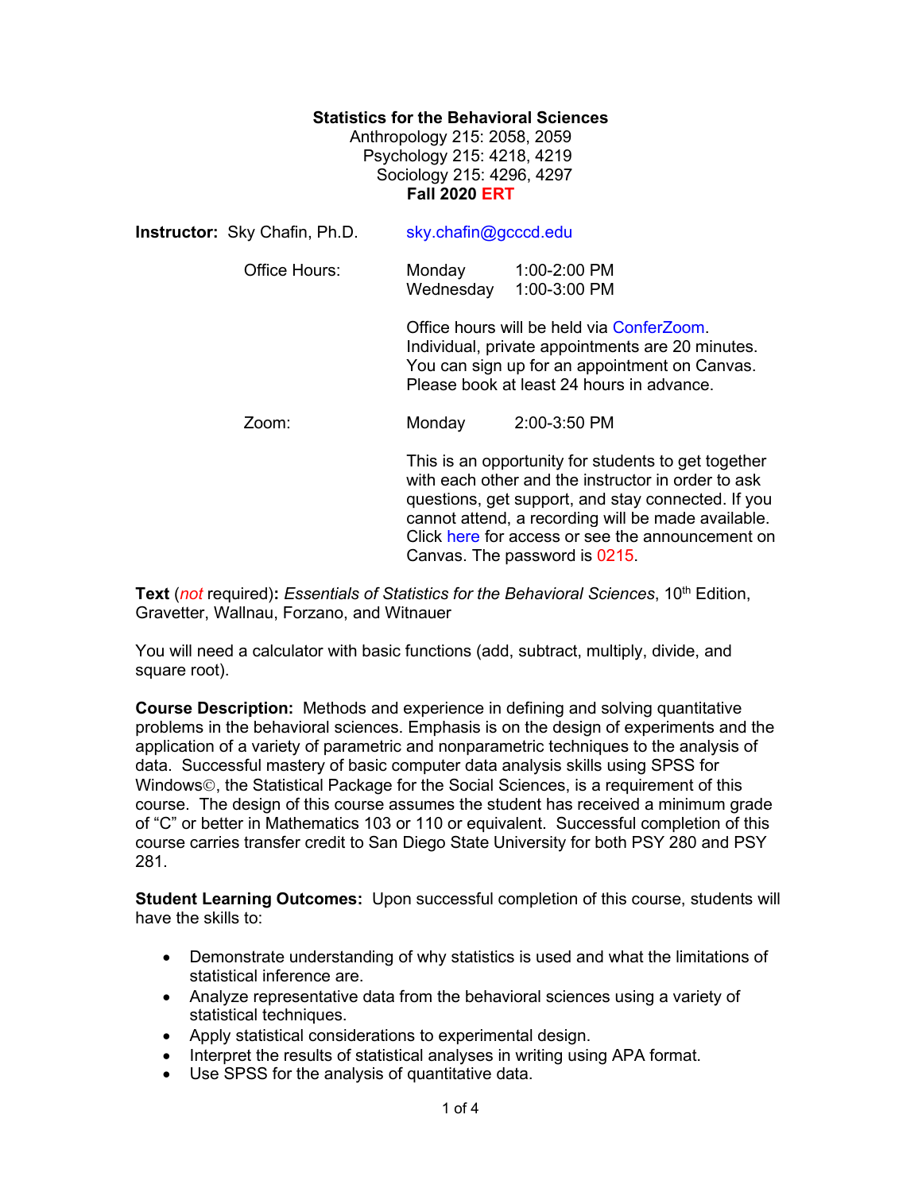**Statistics for the Behavioral Sciences**
Anthropology 215: 2058, 2059
Psychology 215: 4218, 4219
Sociology 215: 4296, 4297
**Fall 2020 ERT**

**Instructor:** Sky Chafin, Ph.D. sky.chafin@gcccd.edu

Office Hours:

| | |
|---|---|
| Monday | 1:00-2:00 PM |
| Wednesday | 1:00-3:00 PM |

Office hours will be held via ConferZoom. Individual, private appointments are 20 minutes. You can sign up for an appointment on Canvas. Please book at least 24 hours in advance.

Zoom:

| | |
|---|---|
| Monday | 2:00-3:50 PM |

This is an opportunity for students to get together with each other and the instructor in order to ask questions, get support, and stay connected. If you cannot attend, a recording will be made available. Click here for access or see the announcement on Canvas. The password is 0215.

**Text** (*not* required)**:** *Essentials of Statistics for the Behavioral Sciences*, 10th Edition, Gravetter, Wallnau, Forzano, and Witnauer

You will need a calculator with basic functions (add, subtract, multiply, divide, and square root).

**Course Description:** Methods and experience in defining and solving quantitative problems in the behavioral sciences. Emphasis is on the design of experiments and the application of a variety of parametric and nonparametric techniques to the analysis of data. Successful mastery of basic computer data analysis skills using SPSS for Windows©, the Statistical Package for the Social Sciences, is a requirement of this course. The design of this course assumes the student has received a minimum grade of "C" or better in Mathematics 103 or 110 or equivalent. Successful completion of this course carries transfer credit to San Diego State University for both PSY 280 and PSY 281.

**Student Learning Outcomes:** Upon successful completion of this course, students will have the skills to:

- Demonstrate understanding of why statistics is used and what the limitations of statistical inference are.
- Analyze representative data from the behavioral sciences using a variety of statistical techniques.
- Apply statistical considerations to experimental design.
- Interpret the results of statistical analyses in writing using APA format.
- Use SPSS for the analysis of quantitative data.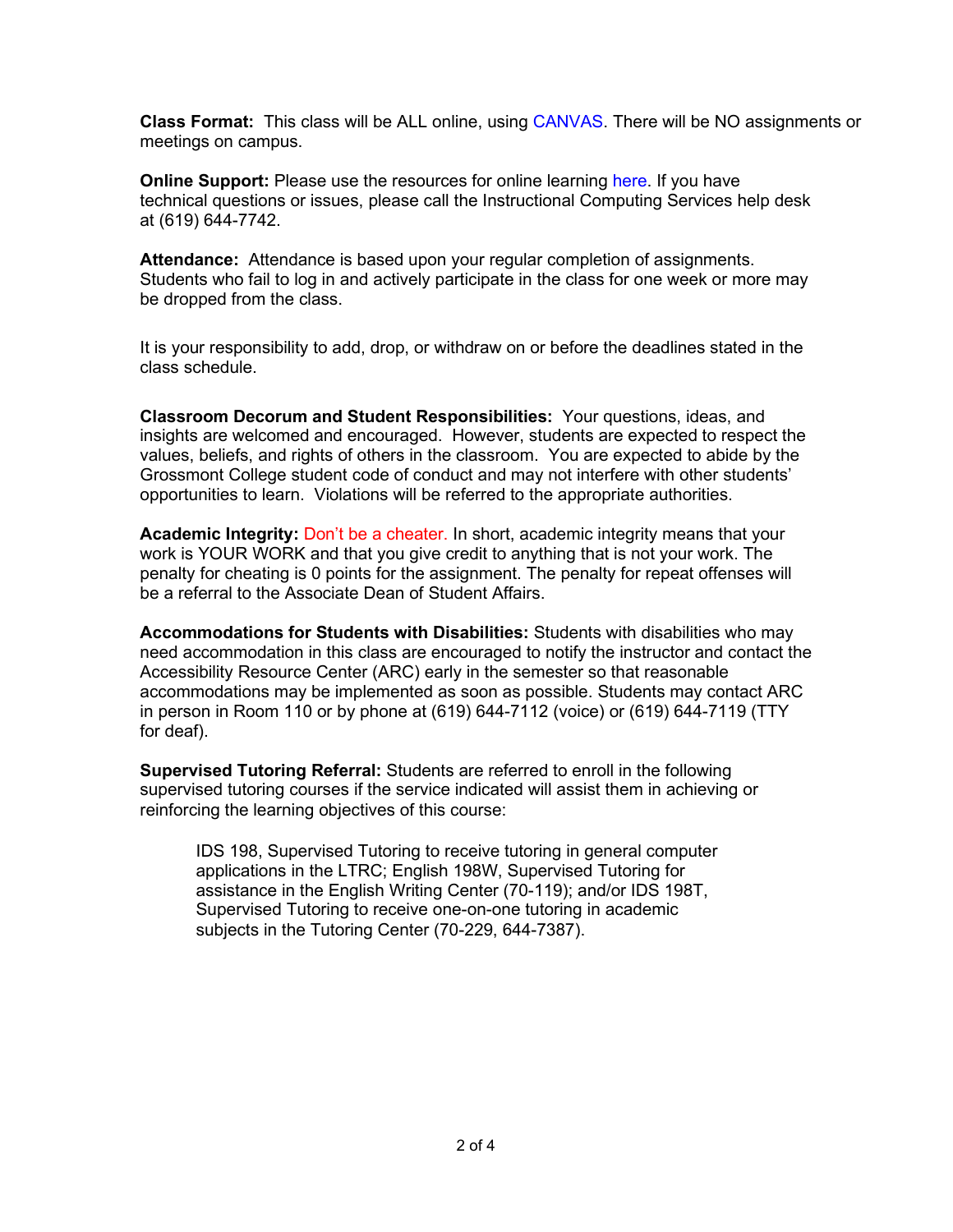**Class Format:** This class will be ALL online, using CANVAS. There will be NO assignments or meetings on campus.

**Online Support:** Please use the resources for online learning here. If you have technical questions or issues, please call the Instructional Computing Services help desk at (619) 644-7742.

**Attendance:** Attendance is based upon your regular completion of assignments. Students who fail to log in and actively participate in the class for one week or more may be dropped from the class.

It is your responsibility to add, drop, or withdraw on or before the deadlines stated in the class schedule.

**Classroom Decorum and Student Responsibilities:** Your questions, ideas, and insights are welcomed and encouraged. However, students are expected to respect the values, beliefs, and rights of others in the classroom. You are expected to abide by the Grossmont College student code of conduct and may not interfere with other students' opportunities to learn. Violations will be referred to the appropriate authorities.

**Academic Integrity:** Don't be a cheater. In short, academic integrity means that your work is YOUR WORK and that you give credit to anything that is not your work. The penalty for cheating is 0 points for the assignment. The penalty for repeat offenses will be a referral to the Associate Dean of Student Affairs.

**Accommodations for Students with Disabilities:** Students with disabilities who may need accommodation in this class are encouraged to notify the instructor and contact the Accessibility Resource Center (ARC) early in the semester so that reasonable accommodations may be implemented as soon as possible. Students may contact ARC in person in Room 110 or by phone at (619) 644-7112 (voice) or (619) 644-7119 (TTY for deaf).

**Supervised Tutoring Referral:** Students are referred to enroll in the following supervised tutoring courses if the service indicated will assist them in achieving or reinforcing the learning objectives of this course:

> IDS 198, Supervised Tutoring to receive tutoring in general computer applications in the LTRC; English 198W, Supervised Tutoring for assistance in the English Writing Center (70-119); and/or IDS 198T, Supervised Tutoring to receive one-on-one tutoring in academic subjects in the Tutoring Center (70-229, 644-7387).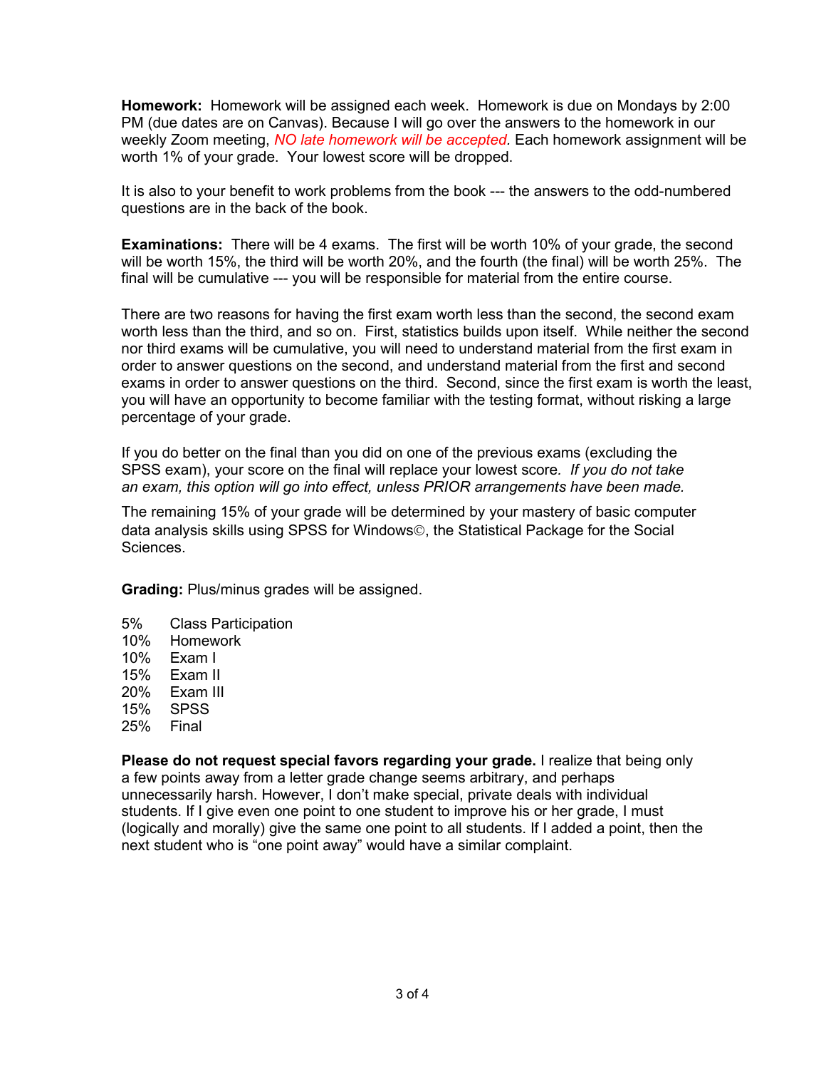**Homework:** Homework will be assigned each week. Homework is due on Mondays by 2:00 PM (due dates are on Canvas). Because I will go over the answers to the homework in our weekly Zoom meeting, *NO late homework will be accepted*. Each homework assignment will be worth 1% of your grade. Your lowest score will be dropped.

It is also to your benefit to work problems from the book --- the answers to the odd-numbered questions are in the back of the book.

**Examinations:** There will be 4 exams. The first will be worth 10% of your grade, the second will be worth 15%, the third will be worth 20%, and the fourth (the final) will be worth 25%. The final will be cumulative --- you will be responsible for material from the entire course.

There are two reasons for having the first exam worth less than the second, the second exam worth less than the third, and so on. First, statistics builds upon itself. While neither the second nor third exams will be cumulative, you will need to understand material from the first exam in order to answer questions on the second, and understand material from the first and second exams in order to answer questions on the third. Second, since the first exam is worth the least, you will have an opportunity to become familiar with the testing format, without risking a large percentage of your grade.

If you do better on the final than you did on one of the previous exams (excluding the SPSS exam), your score on the final will replace your lowest score. *If you do not take an exam, this option will go into effect, unless PRIOR arrangements have been made.*

The remaining 15% of your grade will be determined by your mastery of basic computer data analysis skills using SPSS for Windows©, the Statistical Package for the Social Sciences.

**Grading:** Plus/minus grades will be assigned.

- 5% Class Participation
- 10% Homework
- 10% Exam I
- 15% Exam II
- 20% Exam III
- 15% SPSS
- 25% Final

**Please do not request special favors regarding your grade.** I realize that being only a few points away from a letter grade change seems arbitrary, and perhaps unnecessarily harsh. However, I don't make special, private deals with individual students. If I give even one point to one student to improve his or her grade, I must (logically and morally) give the same one point to all students. If I added a point, then the next student who is "one point away" would have a similar complaint.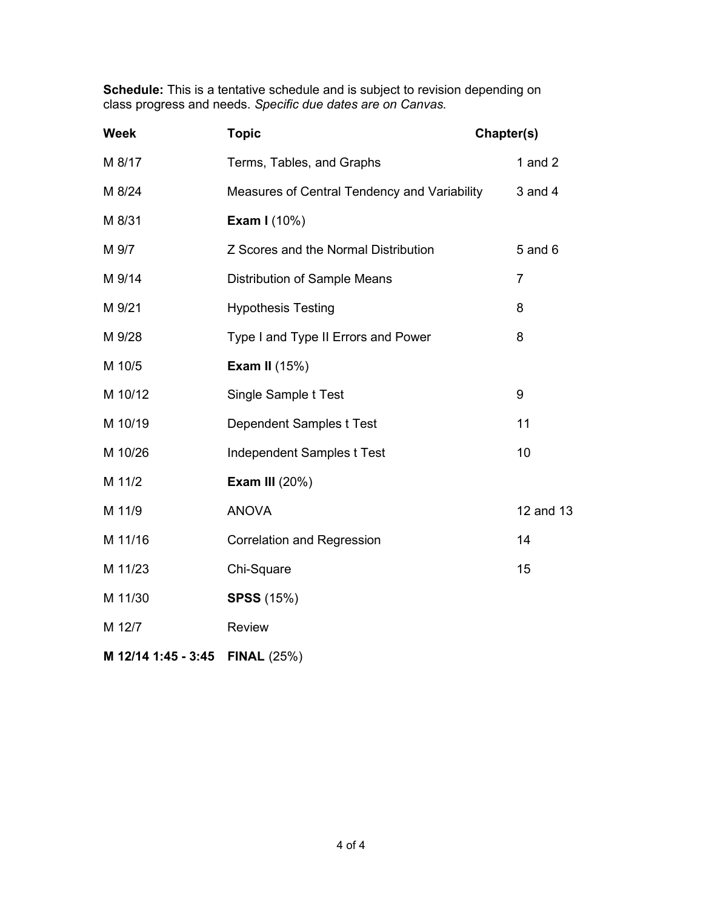**Schedule:** This is a tentative schedule and is subject to revision depending on class progress and needs. *Specific due dates are on Canvas.*

| **Week** | **Topic** | **Chapter(s)** |
|---|---|---|
| M 8/17 | Terms, Tables, and Graphs | 1 and 2 |
| M 8/24 | Measures of Central Tendency and Variability | 3 and 4 |
| M 8/31 | **Exam I** (10%) | |
| M 9/7 | Z Scores and the Normal Distribution | 5 and 6 |
| M 9/14 | Distribution of Sample Means | 7 |
| M 9/21 | Hypothesis Testing | 8 |
| M 9/28 | Type I and Type II Errors and Power | 8 |
| M 10/5 | **Exam II** (15%) | |
| M 10/12 | Single Sample t Test | 9 |
| M 10/19 | Dependent Samples t Test | 11 |
| M 10/26 | Independent Samples t Test | 10 |
| M 11/2 | **Exam III** (20%) | |
| M 11/9 | ANOVA | 12 and 13 |
| M 11/16 | Correlation and Regression | 14 |
| M 11/23 | Chi-Square | 15 |
| M 11/30 | **SPSS** (15%) | |
| M 12/7 | Review | |
| **M 12/14 1:45 - 3:45** | **FINAL** (25%) | |